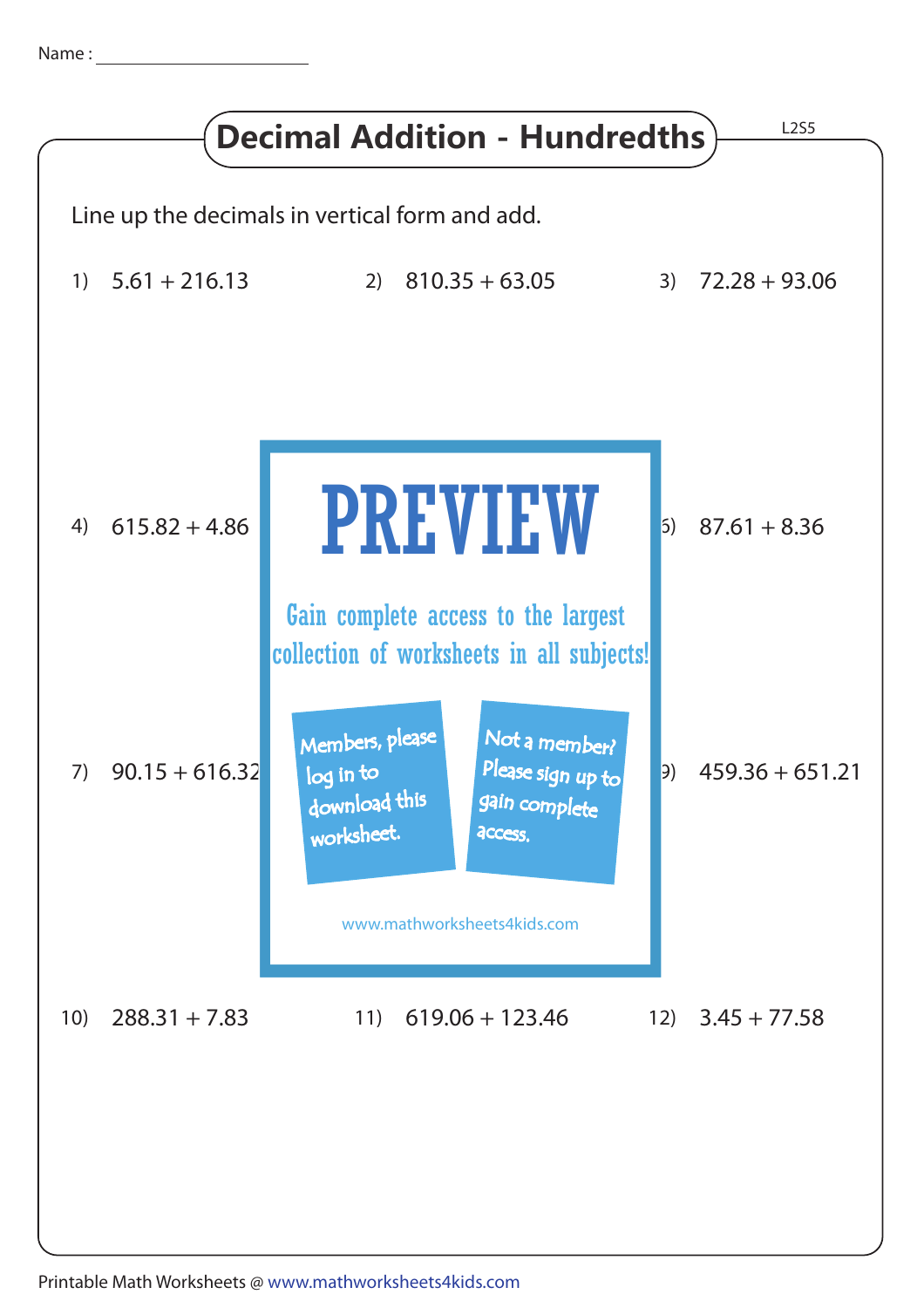Name : ____________________

# Decimal Addition - Hundredths

L2S5

Line up the decimals in vertical form and add.

1) 5.61 + 216.13

2) 810.35 + 63.05

3) 72.28 + 93.06

4) 615.82 + 4.86

6) 87.61 + 8.36

7) 90.15 + 616.32

9) 459.36 + 651.21

PREVIEW

Gain complete access to the largest collection of worksheets in all subjects!

Members, please log in to download this worksheet.

Not a member? Please sign up to gain complete access.

www.mathworksheets4kids.com

10) 288.31 + 7.83

11) 619.06 + 123.46

12) 3.45 + 77.58

Printable Math Worksheets @ www.mathworksheets4kids.com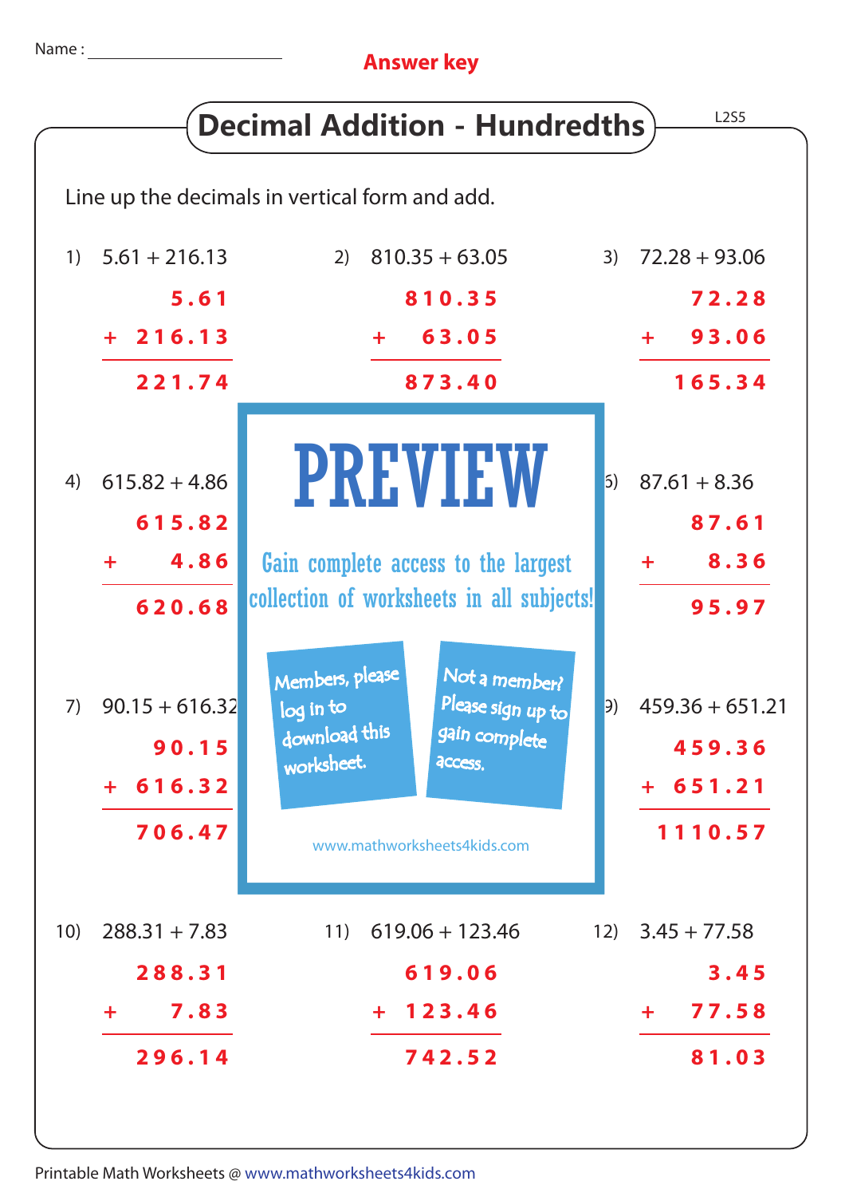Name :

**Answer key**

# Decimal Addition - Hundredths

L2S5

Line up the decimals in vertical form and add.

1) 5.61 + 216.13

```
    5.61
+ 216.13
--------
  221.74
```

2) 810.35 + 63.05

```
  810.35
+  63.05
--------
  873.40
```

3) 72.28 + 93.06

```
   72.28
+  93.06
--------
  165.34
```

4) 615.82 + 4.86

```
  615.82
+   4.86
--------
  620.68
```

6) 87.61 + 8.36

```
   87.61
+   8.36
--------
   95.97
```

7) 90.15 + 616.32

```
   90.15
+ 616.32
--------
  706.47
```

9) 459.36 + 651.21

```
  459.36
+ 651.21
--------
 1110.57
```

10) 288.31 + 7.83

```
  288.31
+   7.83
--------
  296.14
```

11) 619.06 + 123.46

```
  619.06
+ 123.46
--------
  742.52
```

12) 3.45 + 77.58

```
    3.45
+  77.58
--------
   81.03
```

PREVIEW

Gain complete access to the largest collection of worksheets in all subjects!

Members, please log in to download this worksheet.

Not a member? Please sign up to gain complete access.

www.mathworksheets4kids.com

Printable Math Worksheets @ www.mathworksheets4kids.com